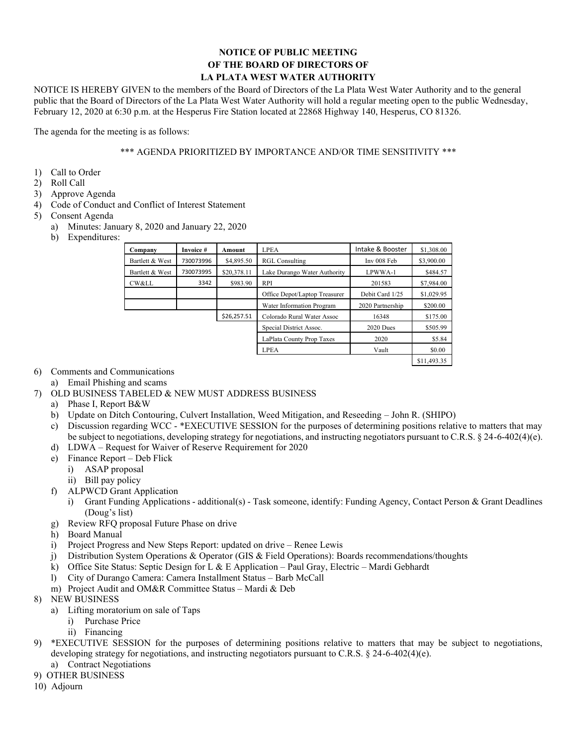**NOTICE OF PUBLIC MEETING**
**OF THE BOARD OF DIRECTORS OF**
**LA PLATA WEST WATER AUTHORITY**

NOTICE IS HEREBY GIVEN to the members of the Board of Directors of the La Plata West Water Authority and to the general public that the Board of Directors of the La Plata West Water Authority will hold a regular meeting open to the public Wednesday, February 12, 2020 at 6:30 p.m. at the Hesperus Fire Station located at 22868 Highway 140, Hesperus, CO 81326.

The agenda for the meeting is as follows:

*** AGENDA PRIORITIZED BY IMPORTANCE AND/OR TIME SENSITIVITY ***

1) Call to Order
2) Roll Call
3) Approve Agenda
4) Code of Conduct and Conflict of Interest Statement
5) Consent Agenda
   a) Minutes: January 8, 2020 and January 22, 2020
   b) Expenditures:

| Company | Invoice # | Amount | LPEA | Intake & Booster | $1,308.00 |
|---|---|---|---|---|---|
| Bartlett & West | 730073996 | $4,895.50 | RGL Consulting | Inv 008 Feb | $3,900.00 |
| Bartlett & West | 730073995 | $20,378.11 | Lake Durango Water Authority | LPWWA-1 | $484.57 |
| CW&LL | 3342 | $983.90 | RPI | 201583 | $7,984.00 |
| | | | Office Depot/Laptop Treasurer | Debit Card 1/25 | $1,029.95 |
| | | | Water Information Program | 2020 Partnership | $200.00 |
| | | $26,257.51 | Colorado Rural Water Assoc | 16348 | $175.00 |
| | | | Special District Assoc. | 2020 Dues | $505.99 |
| | | | LaPlata County Prop Taxes | 2020 | $5.84 |
| | | | LPEA | Vault | $0.00 |
| | | | | | $11,493.35 |

6) Comments and Communications
   a) Email Phishing and scams
7) OLD BUSINESS TABELED & NEW MUST ADDRESS BUSINESS
   a) Phase I, Report B&W
   b) Update on Ditch Contouring, Culvert Installation, Weed Mitigation, and Reseeding – John R. (SHIPO)
   c) Discussion regarding WCC - *EXECUTIVE SESSION for the purposes of determining positions relative to matters that may be subject to negotiations, developing strategy for negotiations, and instructing negotiators pursuant to C.R.S. § 24-6-402(4)(e).
   d) LDWA – Request for Waiver of Reserve Requirement for 2020
   e) Finance Report – Deb Flick
      i) ASAP proposal
      ii) Bill pay policy
   f) ALPWCD Grant Application
      i) Grant Funding Applications - additional(s) - Task someone, identify: Funding Agency, Contact Person & Grant Deadlines (Doug's list)
   g) Review RFQ proposal Future Phase on drive
   h) Board Manual
   i) Project Progress and New Steps Report: updated on drive – Renee Lewis
   j) Distribution System Operations & Operator (GIS & Field Operations): Boards recommendations/thoughts
   k) Office Site Status: Septic Design for L & E Application – Paul Gray, Electric – Mardi Gebhardt
   l) City of Durango Camera: Camera Installment Status – Barb McCall
   m) Project Audit and OM&R Committee Status – Mardi & Deb
8) NEW BUSINESS
   a) Lifting moratorium on sale of Taps
      i) Purchase Price
      ii) Financing
9) *EXECUTIVE SESSION for the purposes of determining positions relative to matters that may be subject to negotiations, developing strategy for negotiations, and instructing negotiators pursuant to C.R.S. § 24-6-402(4)(e).
   a) Contract Negotiations
9) OTHER BUSINESS
10) Adjourn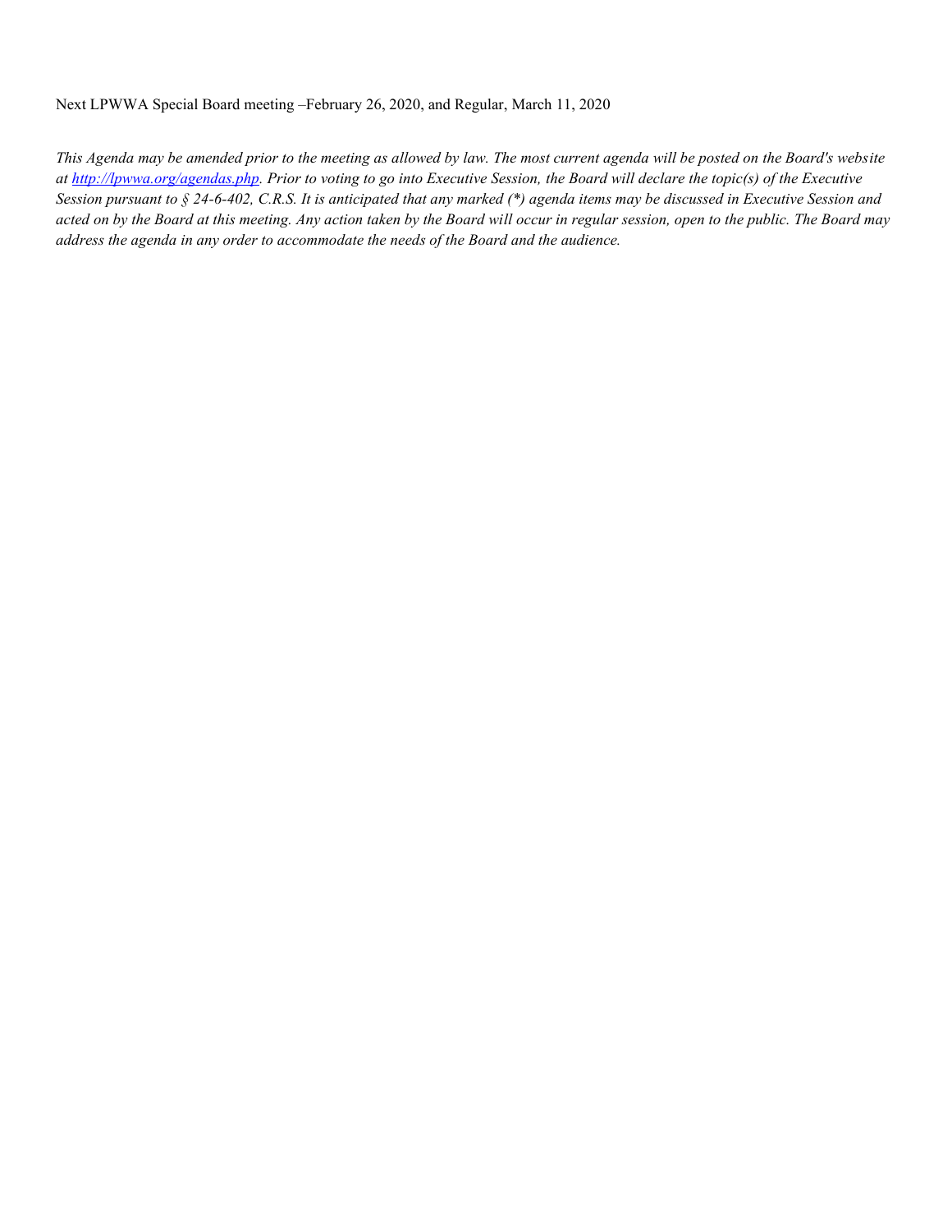Next LPWWA Special Board meeting –February 26, 2020, and Regular, March 11, 2020

*This Agenda may be amended prior to the meeting as allowed by law. The most current agenda will be posted on the Board's website at [http://lpwwa.org/agendas.php](http://lpwwa.org/agendas.php). Prior to voting to go into Executive Session, the Board will declare the topic(s) of the Executive Session pursuant to § 24-6-402, C.R.S. It is anticipated that any marked (*) agenda items may be discussed in Executive Session and acted on by the Board at this meeting. Any action taken by the Board will occur in regular session, open to the public. The Board may address the agenda in any order to accommodate the needs of the Board and the audience.*